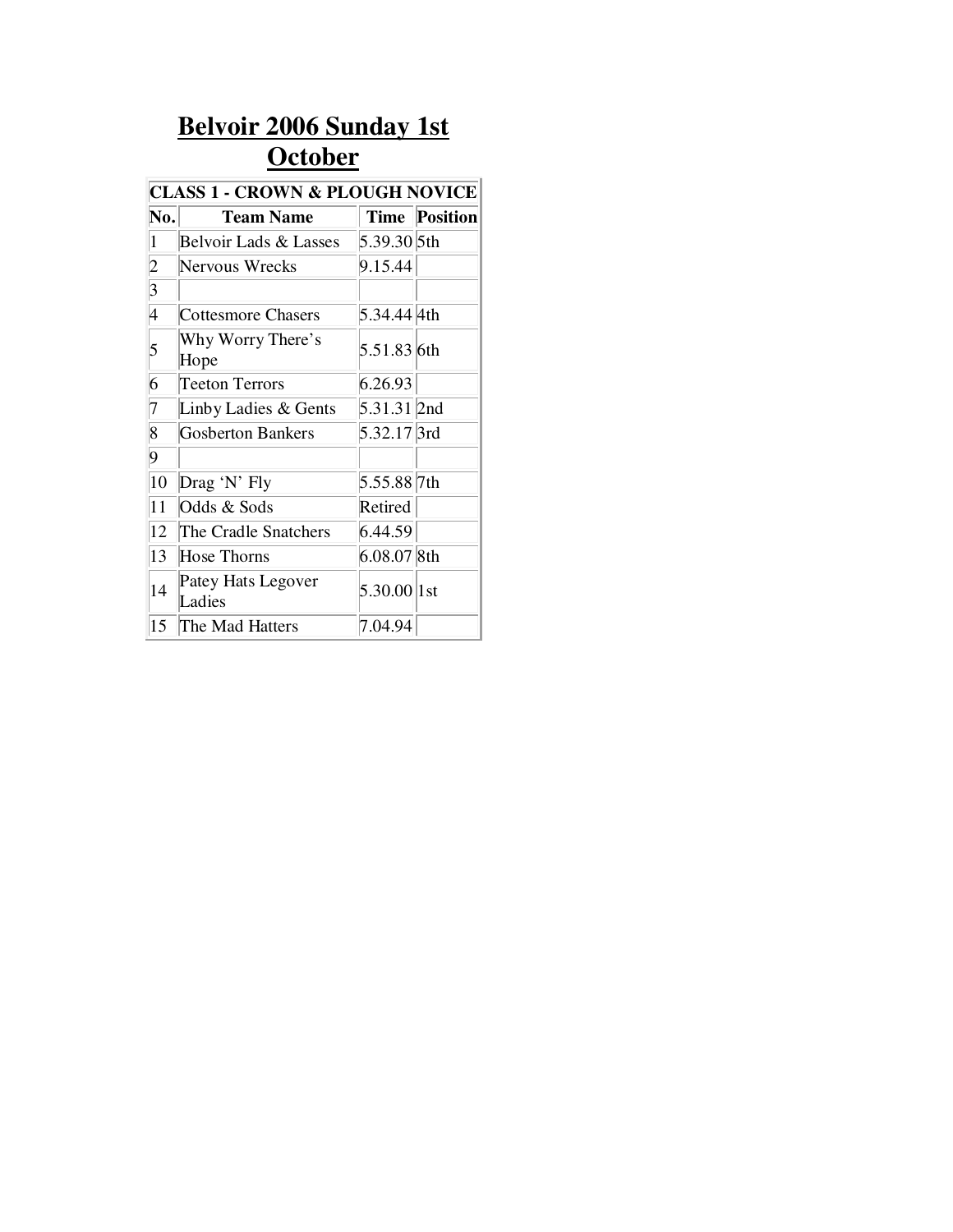# Belvoir 2006 Sunday 1st October

| CLASS 1 - CROWN & PLOUGH NOVICE | | | |
|---|---|---|---|
| **No.** | **Team Name** | **Time** | **Position** |
| 1 | Belvoir Lads & Lasses | 5.39.30 | 5th |
| 2 | Nervous Wrecks | 9.15.44 | |
| 3 | | | |
| 4 | Cottesmore Chasers | 5.34.44 | 4th |
| 5 | Why Worry There’s Hope | 5.51.83 | 6th |
| 6 | Teeton Terrors | 6.26.93 | |
| 7 | Linby Ladies & Gents | 5.31.31 | 2nd |
| 8 | Gosberton Bankers | 5.32.17 | 3rd |
| 9 | | | |
| 10 | Drag ‘N’ Fly | 5.55.88 | 7th |
| 11 | Odds & Sods | Retired | |
| 12 | The Cradle Snatchers | 6.44.59 | |
| 13 | Hose Thorns | 6.08.07 | 8th |
| 14 | Patey Hats Legover Ladies | 5.30.00 | 1st |
| 15 | The Mad Hatters | 7.04.94 | |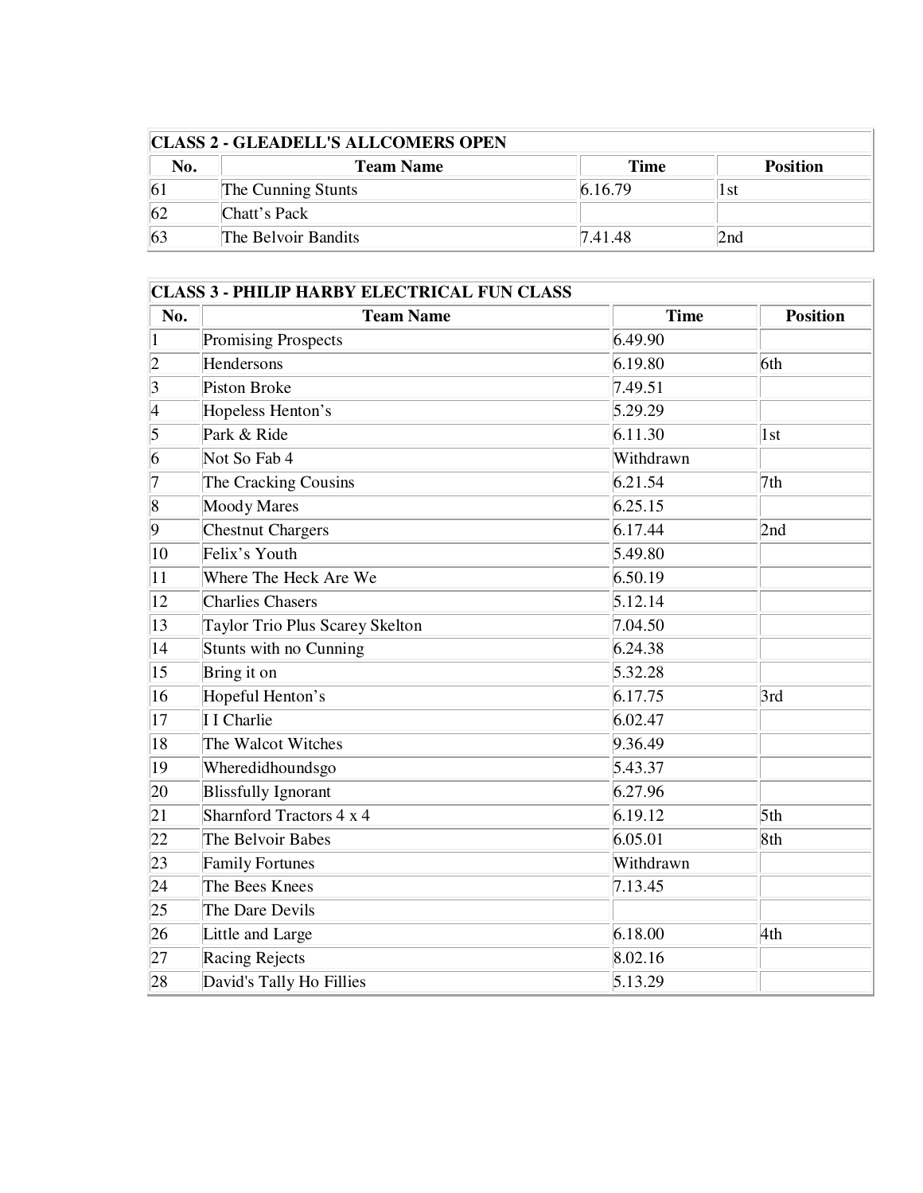| CLASS 2 - GLEADELL'S ALLCOMERS OPEN | | | |
|---|---|---|---|
| **No.** | **Team Name** | **Time** | **Position** |
| 61 | The Cunning Stunts | 6.16.79 | 1st |
| 62 | Chatt's Pack | | |
| 63 | The Belvoir Bandits | 7.41.48 | 2nd |

| CLASS 3 - PHILIP HARBY ELECTRICAL FUN CLASS | | | |
|---|---|---|---|
| **No.** | **Team Name** | **Time** | **Position** |
| 1 | Promising Prospects | 6.49.90 | |
| 2 | Hendersons | 6.19.80 | 6th |
| 3 | Piston Broke | 7.49.51 | |
| 4 | Hopeless Henton's | 5.29.29 | |
| 5 | Park & Ride | 6.11.30 | 1st |
| 6 | Not So Fab 4 | Withdrawn | |
| 7 | The Cracking Cousins | 6.21.54 | 7th |
| 8 | Moody Mares | 6.25.15 | |
| 9 | Chestnut Chargers | 6.17.44 | 2nd |
| 10 | Felix's Youth | 5.49.80 | |
| 11 | Where The Heck Are We | 6.50.19 | |
| 12 | Charlies Chasers | 5.12.14 | |
| 13 | Taylor Trio Plus Scarey Skelton | 7.04.50 | |
| 14 | Stunts with no Cunning | 6.24.38 | |
| 15 | Bring it on | 5.32.28 | |
| 16 | Hopeful Henton's | 6.17.75 | 3rd |
| 17 | I I Charlie | 6.02.47 | |
| 18 | The Walcot Witches | 9.36.49 | |
| 19 | Wheredidhoundsgo | 5.43.37 | |
| 20 | Blissfully Ignorant | 6.27.96 | |
| 21 | Sharnford Tractors 4 x 4 | 6.19.12 | 5th |
| 22 | The Belvoir Babes | 6.05.01 | 8th |
| 23 | Family Fortunes | Withdrawn | |
| 24 | The Bees Knees | 7.13.45 | |
| 25 | The Dare Devils | | |
| 26 | Little and Large | 6.18.00 | 4th |
| 27 | Racing Rejects | 8.02.16 | |
| 28 | David's Tally Ho Fillies | 5.13.29 | |